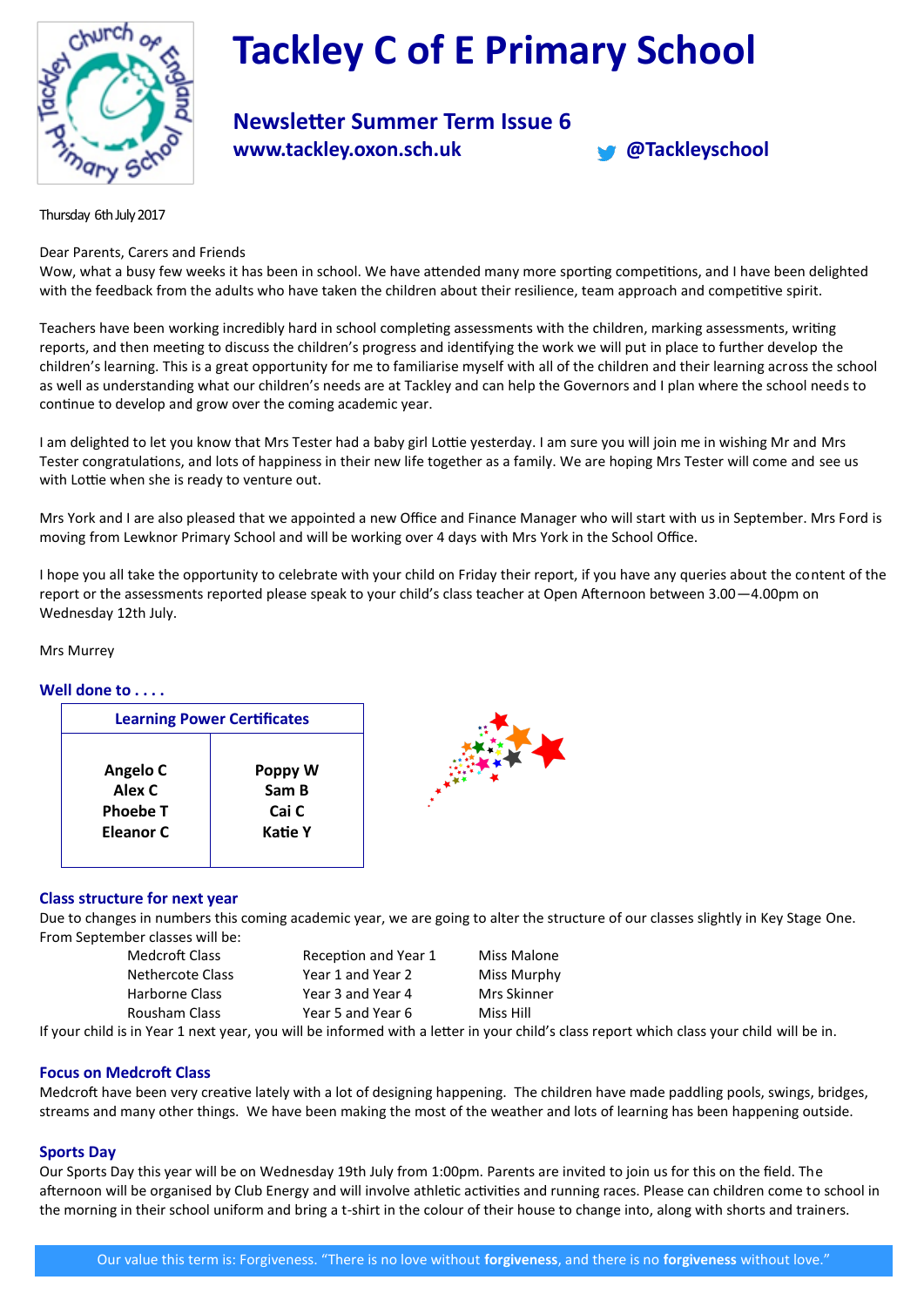# Tackley C of E Primary School

## Newsletter Summer Term Issue 6

**www.tackley.oxon.sch.uk** **@Tackleyschool**

Thursday 6th July 2017

Dear Parents, Carers and Friends

Wow, what a busy few weeks it has been in school. We have attended many more sporting competitions, and I have been delighted with the feedback from the adults who have taken the children about their resilience, team approach and competitive spirit.

Teachers have been working incredibly hard in school completing assessments with the children, marking assessments, writing reports, and then meeting to discuss the children's progress and identifying the work we will put in place to further develop the children's learning. This is a great opportunity for me to familiarise myself with all of the children and their learning across the school as well as understanding what our children's needs are at Tackley and can help the Governors and I plan where the school needs to continue to develop and grow over the coming academic year.

I am delighted to let you know that Mrs Tester had a baby girl Lottie yesterday. I am sure you will join me in wishing Mr and Mrs Tester congratulations, and lots of happiness in their new life together as a family. We are hoping Mrs Tester will come and see us with Lottie when she is ready to venture out.

Mrs York and I are also pleased that we appointed a new Office and Finance Manager who will start with us in September. Mrs Ford is moving from Lewknor Primary School and will be working over 4 days with Mrs York in the School Office.

I hope you all take the opportunity to celebrate with your child on Friday their report, if you have any queries about the content of the report or the assessments reported please speak to your child's class teacher at Open Afternoon between 3.00—4.00pm on Wednesday 12th July.

Mrs Murrey

### Well done to . . . .

| Learning Power Certificates | |
|---|---|
| **Angelo C**<br>**Alex C**<br>**Phoebe T**<br>**Eleanor C** | **Poppy W**<br>**Sam B**<br>**Cai C**<br>**Katie Y** |

### Class structure for next year

Due to changes in numbers this coming academic year, we are going to alter the structure of our classes slightly in Key Stage One. From September classes will be:

| | | |
|---|---|---|
| Medcroft Class | Reception and Year 1 | Miss Malone |
| Nethercote Class | Year 1 and Year 2 | Miss Murphy |
| Harborne Class | Year 3 and Year 4 | Mrs Skinner |
| Rousham Class | Year 5 and Year 6 | Miss Hill |

If your child is in Year 1 next year, you will be informed with a letter in your child's class report which class your child will be in.

### Focus on Medcroft Class

Medcroft have been very creative lately with a lot of designing happening. The children have made paddling pools, swings, bridges, streams and many other things. We have been making the most of the weather and lots of learning has been happening outside.

### Sports Day

Our Sports Day this year will be on Wednesday 19th July from 1:00pm. Parents are invited to join us for this on the field. The afternoon will be organised by Club Energy and will involve athletic activities and running races. Please can children come to school in the morning in their school uniform and bring a t-shirt in the colour of their house to change into, along with shorts and trainers.

Our value this term is: Forgiveness. "There is no love without **forgiveness**, and there is no **forgiveness** without love."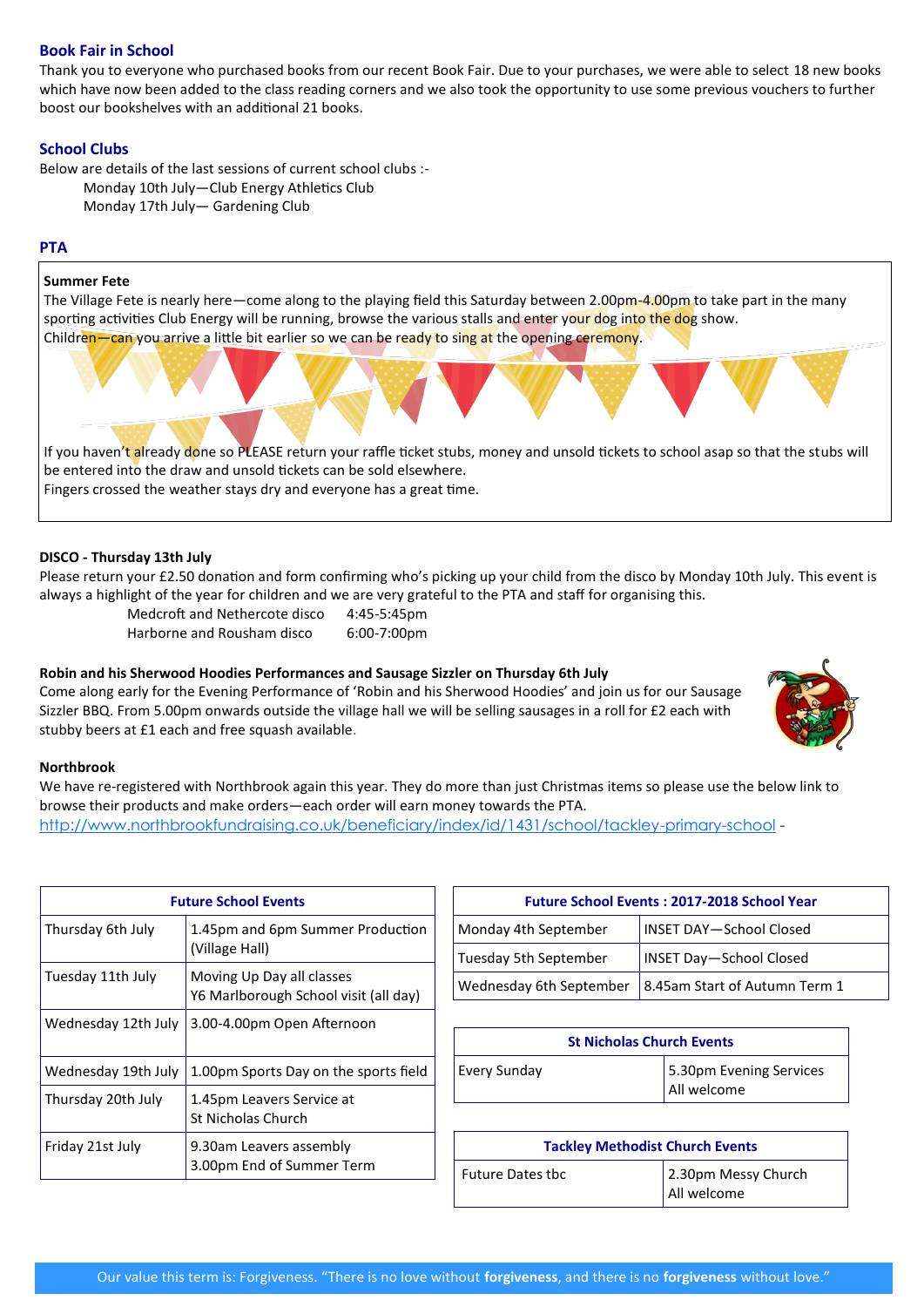## Book Fair in School

Thank you to everyone who purchased books from our recent Book Fair. Due to your purchases, we were able to select 18 new books which have now been added to the class reading corners and we also took the opportunity to use some previous vouchers to further boost our bookshelves with an additional 21 books.

## School Clubs

Below are details of the last sessions of current school clubs :-

Monday 10th July—Club Energy Athletics Club
Monday 17th July— Gardening Club

## PTA

**Summer Fete**

The Village Fete is nearly here—come along to the playing field this Saturday between 2.00pm-4.00pm to take part in the many sporting activities Club Energy will be running, browse the various stalls and enter your dog into the dog show.
Children—can you arrive a little bit earlier so we can be ready to sing at the opening ceremony.

If you haven't already done so PLEASE return your raffle ticket stubs, money and unsold tickets to school asap so that the stubs will be entered into the draw and unsold tickets can be sold elsewhere.
Fingers crossed the weather stays dry and everyone has a great time.

**DISCO - Thursday 13th July**

Please return your £2.50 donation and form confirming who's picking up your child from the disco by Monday 10th July. This event is always a highlight of the year for children and we are very grateful to the PTA and staff for organising this.

Medcroft and Nethercote disco 4:45-5:45pm
Harborne and Rousham disco 6:00-7:00pm

**Robin and his Sherwood Hoodies Performances and Sausage Sizzler on Thursday 6th July**

Come along early for the Evening Performance of 'Robin and his Sherwood Hoodies' and join us for our Sausage Sizzler BBQ. From 5.00pm onwards outside the village hall we will be selling sausages in a roll for £2 each with stubby beers at £1 each and free squash available.

**Northbrook**

We have re-registered with Northbrook again this year. They do more than just Christmas items so please use the below link to browse their products and make orders—each order will earn money towards the PTA.
http://www.northbrookfundraising.co.uk/beneficiary/index/id/1431/school/tackley-primary-school -

| Future School Events | |
|---|---|
| Thursday 6th July | 1.45pm and 6pm Summer Production (Village Hall) |
| Tuesday 11th July | Moving Up Day all classes<br>Y6 Marlborough School visit (all day) |
| Wednesday 12th July | 3.00-4.00pm Open Afternoon |
| Wednesday 19th July | 1.00pm Sports Day on the sports field |
| Thursday 20th July | 1.45pm Leavers Service at St Nicholas Church |
| Friday 21st July | 9.30am Leavers assembly<br>3.00pm End of Summer Term |

| Future School Events : 2017-2018 School Year | |
|---|---|
| Monday 4th September | INSET DAY—School Closed |
| Tuesday 5th September | INSET Day—School Closed |
| Wednesday 6th September | 8.45am Start of Autumn Term 1 |

| St Nicholas Church Events | |
|---|---|
| Every Sunday | 5.30pm Evening Services<br>All welcome |

| Tackley Methodist Church Events | |
|---|---|
| Future Dates tbc | 2.30pm Messy Church<br>All welcome |

Our value this term is: Forgiveness. "There is no love without **forgiveness**, and there is no **forgiveness** without love."